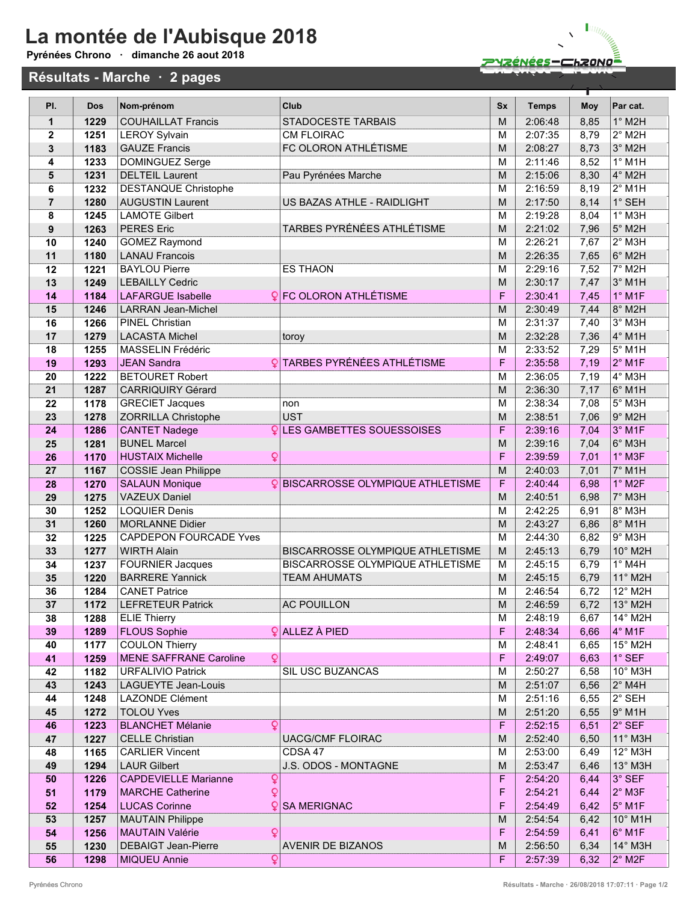# La montée de l'Aubisque 2018

**Pyrénées Chrono · dimanche 26 aout 2018**

## Résultats - Marche · 2 pages

| Pl. | Dos | Nom-prénom | Club | Sx | Temps | Moy | Par cat. |
|---|---|---|---|---|---|---|---|
| 1 | 1229 | COUHAILLAT Francis | STADOCESTE TARBAIS | M | 2:06:48 | 8,85 | 1° M2H |
| 2 | 1251 | LEROY Sylvain | CM FLOIRAC | M | 2:07:35 | 8,79 | 2° M2H |
| 3 | 1183 | GAUZE Francis | FC OLORON ATHLÉTISME | M | 2:08:27 | 8,73 | 3° M2H |
| 4 | 1233 | DOMINGUEZ Serge | | M | 2:11:46 | 8,52 | 1° M1H |
| 5 | 1231 | DELTEIL Laurent | Pau Pyrénées Marche | M | 2:15:06 | 8,30 | 4° M2H |
| 6 | 1232 | DESTANQUE Christophe | | M | 2:16:59 | 8,19 | 2° M1H |
| 7 | 1280 | AUGUSTIN Laurent | US BAZAS ATHLE - RAIDLIGHT | M | 2:17:50 | 8,14 | 1° SEH |
| 8 | 1245 | LAMOTE Gilbert | | M | 2:19:28 | 8,04 | 1° M3H |
| 9 | 1263 | PERES Eric | TARBES PYRÉNÉES ATHLÉTISME | M | 2:21:02 | 7,96 | 5° M2H |
| 10 | 1240 | GOMEZ Raymond | | M | 2:26:21 | 7,67 | 2° M3H |
| 11 | 1180 | LANAU Francois | | M | 2:26:35 | 7,65 | 6° M2H |
| 12 | 1221 | BAYLOU Pierre | ES THAON | M | 2:29:16 | 7,52 | 7° M2H |
| 13 | 1249 | LEBAILLY Cedric | | M | 2:30:17 | 7,47 | 3° M1H |
| 14 | 1184 | LAFARGUE Isabelle ♀ | FC OLORON ATHLÉTISME | F | 2:30:41 | 7,45 | 1° M1F |
| 15 | 1246 | LARRAN Jean-Michel | | M | 2:30:49 | 7,44 | 8° M2H |
| 16 | 1266 | PINEL Christian | | M | 2:31:37 | 7,40 | 3° M3H |
| 17 | 1279 | LACASTA Michel | toroy | M | 2:32:28 | 7,36 | 4° M1H |
| 18 | 1255 | MASSELIN Frédéric | | M | 2:33:52 | 7,29 | 5° M1H |
| 19 | 1293 | JEAN Sandra ♀ | TARBES PYRÉNÉES ATHLÉTISME | F | 2:35:58 | 7,19 | 2° M1F |
| 20 | 1222 | BETOURET Robert | | M | 2:36:05 | 7,19 | 4° M3H |
| 21 | 1287 | CARRIQUIRY Gérard | | M | 2:36:30 | 7,17 | 6° M1H |
| 22 | 1178 | GRECIET Jacques | non | M | 2:38:34 | 7,08 | 5° M3H |
| 23 | 1278 | ZORRILLA Christophe | UST | M | 2:38:51 | 7,06 | 9° M2H |
| 24 | 1286 | CANTET Nadege ♀ | LES GAMBETTES SOUESSOISES | F | 2:39:16 | 7,04 | 3° M1F |
| 25 | 1281 | BUNEL Marcel | | M | 2:39:16 | 7,04 | 6° M3H |
| 26 | 1170 | HUSTAIX Michelle ♀ | | F | 2:39:59 | 7,01 | 1° M3F |
| 27 | 1167 | COSSIE Jean Philippe | | M | 2:40:03 | 7,01 | 7° M1H |
| 28 | 1270 | SALAUN Monique ♀ | BISCARROSSE OLYMPIQUE ATHLETISME | F | 2:40:44 | 6,98 | 1° M2F |
| 29 | 1275 | VAZEUX Daniel | | M | 2:40:51 | 6,98 | 7° M3H |
| 30 | 1252 | LOQUIER Denis | | M | 2:42:25 | 6,91 | 8° M3H |
| 31 | 1260 | MORLANNE Didier | | M | 2:43:27 | 6,86 | 8° M1H |
| 32 | 1225 | CAPDEPON FOURCADE Yves | | M | 2:44:30 | 6,82 | 9° M3H |
| 33 | 1277 | WIRTH Alain | BISCARROSSE OLYMPIQUE ATHLETISME | M | 2:45:13 | 6,79 | 10° M2H |
| 34 | 1237 | FOURNIER Jacques | BISCARROSSE OLYMPIQUE ATHLETISME | M | 2:45:15 | 6,79 | 1° M4H |
| 35 | 1220 | BARRERE Yannick | TEAM AHUMATS | M | 2:45:15 | 6,79 | 11° M2H |
| 36 | 1284 | CANET Patrice | | M | 2:46:54 | 6,72 | 12° M2H |
| 37 | 1172 | LEFRETEUR Patrick | AC POUILLON | M | 2:46:59 | 6,72 | 13° M2H |
| 38 | 1288 | ELIE Thierry | | M | 2:48:19 | 6,67 | 14° M2H |
| 39 | 1289 | FLOUS Sophie ♀ | ALLEZ À PIED | F | 2:48:34 | 6,66 | 4° M1F |
| 40 | 1177 | COULON Thierry | | M | 2:48:41 | 6,65 | 15° M2H |
| 41 | 1259 | MENE SAFFRANE Caroline ♀ | | F | 2:49:07 | 6,63 | 1° SEF |
| 42 | 1182 | URFALIVIO Patrick | SIL USC BUZANCAS | M | 2:50:27 | 6,58 | 10° M3H |
| 43 | 1243 | LAGUEYTE Jean-Louis | | M | 2:51:07 | 6,56 | 2° M4H |
| 44 | 1248 | LAZONDE Clément | | M | 2:51:16 | 6,55 | 2° SEH |
| 45 | 1272 | TOLOU Yves | | M | 2:51:20 | 6,55 | 9° M1H |
| 46 | 1223 | BLANCHET Mélanie ♀ | | F | 2:52:15 | 6,51 | 2° SEF |
| 47 | 1227 | CELLE Christian | UACG/CMF FLOIRAC | M | 2:52:40 | 6,50 | 11° M3H |
| 48 | 1165 | CARLIER Vincent | CDSA 47 | M | 2:53:00 | 6,49 | 12° M3H |
| 49 | 1294 | LAUR Gilbert | J.S. ODOS - MONTAGNE | M | 2:53:47 | 6,46 | 13° M3H |
| 50 | 1226 | CAPDEVIELLE Marianne ♀ | | F | 2:54:20 | 6,44 | 3° SEF |
| 51 | 1179 | MARCHE Catherine ♀ | | F | 2:54:21 | 6,44 | 2° M3F |
| 52 | 1254 | LUCAS Corinne ♀ | SA MERIGNAC | F | 2:54:49 | 6,42 | 5° M1F |
| 53 | 1257 | MAUTAIN Philippe | | M | 2:54:54 | 6,42 | 10° M1H |
| 54 | 1256 | MAUTAIN Valérie ♀ | | F | 2:54:59 | 6,41 | 6° M1F |
| 55 | 1230 | DEBAIGT Jean-Pierre | AVENIR DE BIZANOS | M | 2:56:50 | 6,34 | 14° M3H |
| 56 | 1298 | MIQUEU Annie ♀ | | F | 2:57:39 | 6,32 | 2° M2F |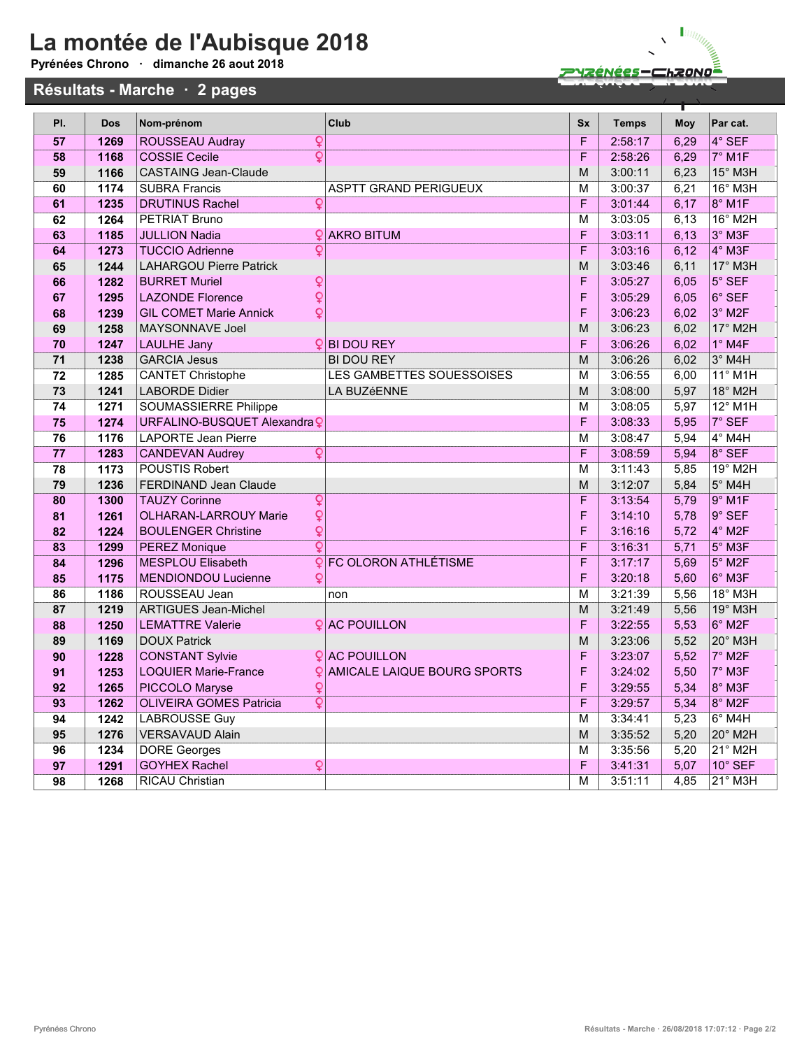# La montée de l'Aubisque 2018

**Pyrénées Chrono · dimanche 26 aout 2018**

## Résultats - Marche · 2 pages

| Pl. | Dos | Nom-prénom | Club | Sx | Temps | Moy | Par cat. |
|---|---|---|---|---|---|---|---|
| 57 | 1269 | ROUSSEAU Audray ♀ | | F | 2:58:17 | 6,29 | 4° SEF |
| 58 | 1168 | COSSIE Cecile ♀ | | F | 2:58:26 | 6,29 | 7° M1F |
| 59 | 1166 | CASTAING Jean-Claude | | M | 3:00:11 | 6,23 | 15° M3H |
| 60 | 1174 | SUBRA Francis | ASPTT GRAND PERIGUEUX | M | 3:00:37 | 6,21 | 16° M3H |
| 61 | 1235 | DRUTINUS Rachel ♀ | | F | 3:01:44 | 6,17 | 8° M1F |
| 62 | 1264 | PETRIAT Bruno | | M | 3:03:05 | 6,13 | 16° M2H |
| 63 | 1185 | JULLION Nadia ♀ | AKRO BITUM | F | 3:03:11 | 6,13 | 3° M3F |
| 64 | 1273 | TUCCIO Adrienne ♀ | | F | 3:03:16 | 6,12 | 4° M3F |
| 65 | 1244 | LAHARGOU Pierre Patrick | | M | 3:03:46 | 6,11 | 17° M3H |
| 66 | 1282 | BURRET Muriel ♀ | | F | 3:05:27 | 6,05 | 5° SEF |
| 67 | 1295 | LAZONDE Florence ♀ | | F | 3:05:29 | 6,05 | 6° SEF |
| 68 | 1239 | GIL COMET Marie Annick ♀ | | F | 3:06:23 | 6,02 | 3° M2F |
| 69 | 1258 | MAYSONNAVE Joel | | M | 3:06:23 | 6,02 | 17° M2H |
| 70 | 1247 | LAULHE Jany ♀ | BI DOU REY | F | 3:06:26 | 6,02 | 1° M4F |
| 71 | 1238 | GARCIA Jesus | BI DOU REY | M | 3:06:26 | 6,02 | 3° M4H |
| 72 | 1285 | CANTET Christophe | LES GAMBETTES SOUESSOISES | M | 3:06:55 | 6,00 | 11° M1H |
| 73 | 1241 | LABORDE Didier | LA BUZéENNE | M | 3:08:00 | 5,97 | 18° M2H |
| 74 | 1271 | SOUMASSIERRE Philippe | | M | 3:08:05 | 5,97 | 12° M1H |
| 75 | 1274 | URFALINO-BUSQUET Alexandra ♀ | | F | 3:08:33 | 5,95 | 7° SEF |
| 76 | 1176 | LAPORTE Jean Pierre | | M | 3:08:47 | 5,94 | 4° M4H |
| 77 | 1283 | CANDEVAN Audrey ♀ | | F | 3:08:59 | 5,94 | 8° SEF |
| 78 | 1173 | POUSTIS Robert | | M | 3:11:43 | 5,85 | 19° M2H |
| 79 | 1236 | FERDINAND Jean Claude | | M | 3:12:07 | 5,84 | 5° M4H |
| 80 | 1300 | TAUZY Corinne ♀ | | F | 3:13:54 | 5,79 | 9° M1F |
| 81 | 1261 | OLHARAN-LARROUY Marie ♀ | | F | 3:14:10 | 5,78 | 9° SEF |
| 82 | 1224 | BOULENGER Christine ♀ | | F | 3:16:16 | 5,72 | 4° M2F |
| 83 | 1299 | PEREZ Monique ♀ | | F | 3:16:31 | 5,71 | 5° M3F |
| 84 | 1296 | MESPLOU Elisabeth ♀ | FC OLORON ATHLÉTISME | F | 3:17:17 | 5,69 | 5° M2F |
| 85 | 1175 | MENDIONDOU Lucienne ♀ | | F | 3:20:18 | 5,60 | 6° M3F |
| 86 | 1186 | ROUSSEAU Jean | non | M | 3:21:39 | 5,56 | 18° M3H |
| 87 | 1219 | ARTIGUES Jean-Michel | | M | 3:21:49 | 5,56 | 19° M3H |
| 88 | 1250 | LEMATTRE Valerie ♀ | AC POUILLON | F | 3:22:55 | 5,53 | 6° M2F |
| 89 | 1169 | DOUX Patrick | | M | 3:23:06 | 5,52 | 20° M3H |
| 90 | 1228 | CONSTANT Sylvie ♀ | AC POUILLON | F | 3:23:07 | 5,52 | 7° M2F |
| 91 | 1253 | LOQUIER Marie-France ♀ | AMICALE LAIQUE BOURG SPORTS | F | 3:24:02 | 5,50 | 7° M3F |
| 92 | 1265 | PICCOLO Maryse ♀ | | F | 3:29:55 | 5,34 | 8° M3F |
| 93 | 1262 | OLIVEIRA GOMES Patricia ♀ | | F | 3:29:57 | 5,34 | 8° M2F |
| 94 | 1242 | LABROUSSE Guy | | M | 3:34:41 | 5,23 | 6° M4H |
| 95 | 1276 | VERSAVAUD Alain | | M | 3:35:52 | 5,20 | 20° M2H |
| 96 | 1234 | DORE Georges | | M | 3:35:56 | 5,20 | 21° M2H |
| 97 | 1291 | GOYHEX Rachel ♀ | | F | 3:41:31 | 5,07 | 10° SEF |
| 98 | 1268 | RICAU Christian | | M | 3:51:11 | 4,85 | 21° M3H |